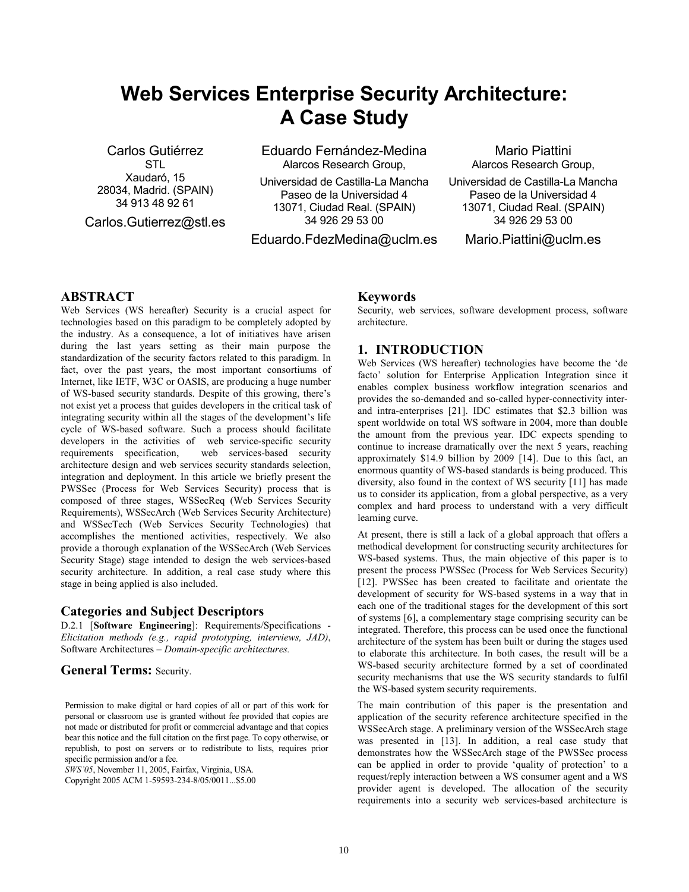# Web Services Enterprise Security Architecture: A Case Study

Carlos Gutiérrez
STL
Xaudaró, 15
28034, Madrid. (SPAIN)
34 913 48 92 61
Carlos.Gutierrez@stl.es

Eduardo Fernández-Medina
Alarcos Research Group,
Universidad de Castilla-La Mancha
Paseo de la Universidad 4
13071, Ciudad Real. (SPAIN)
34 926 29 53 00
Eduardo.FdezMedina@uclm.es

Mario Piattini
Alarcos Research Group,
Universidad de Castilla-La Mancha
Paseo de la Universidad 4
13071, Ciudad Real. (SPAIN)
34 926 29 53 00
Mario.Piattini@uclm.es

## ABSTRACT

Web Services (WS hereafter) Security is a crucial aspect for technologies based on this paradigm to be completely adopted by the industry. As a consequence, a lot of initiatives have arisen during the last years setting as their main purpose the standardization of the security factors related to this paradigm. In fact, over the past years, the most important consortiums of Internet, like IETF, W3C or OASIS, are producing a huge number of WS-based security standards. Despite of this growing, there's not exist yet a process that guides developers in the critical task of integrating security within all the stages of the development's life cycle of WS-based software. Such a process should facilitate developers in the activities of web service-specific security requirements specification, web services-based security architecture design and web services security standards selection, integration and deployment. In this article we briefly present the PWSSec (Process for Web Services Security) process that is composed of three stages, WSSecReq (Web Services Security Requirements), WSSecArch (Web Services Security Architecture) and WSSecTech (Web Services Security Technologies) that accomplishes the mentioned activities, respectively. We also provide a thorough explanation of the WSSecArch (Web Services Security Stage) stage intended to design the web services-based security architecture. In addition, a real case study where this stage in being applied is also included.

## Categories and Subject Descriptors

D.2.1 [**Software Engineering**]: Requirements/Specifications - *Elicitation methods (e.g., rapid prototyping, interviews, JAD)*, Software Architectures – *Domain-specific architectures.*

## General Terms: Security.

Permission to make digital or hard copies of all or part of this work for personal or classroom use is granted without fee provided that copies are not made or distributed for profit or commercial advantage and that copies bear this notice and the full citation on the first page. To copy otherwise, or republish, to post on servers or to redistribute to lists, requires prior specific permission and/or a fee.
*SWS'05*, November 11, 2005, Fairfax, Virginia, USA.
Copyright 2005 ACM 1-59593-234-8/05/0011...$5.00

## Keywords

Security, web services, software development process, software architecture.

## 1. INTRODUCTION

Web Services (WS hereafter) technologies have become the 'de facto' solution for Enterprise Application Integration since it enables complex business workflow integration scenarios and provides the so-demanded and so-called hyper-connectivity inter- and intra-enterprises [21]. IDC estimates that $2.3 billion was spent worldwide on total WS software in 2004, more than double the amount from the previous year. IDC expects spending to continue to increase dramatically over the next 5 years, reaching approximately $14.9 billion by 2009 [14]. Due to this fact, an enormous quantity of WS-based standards is being produced. This diversity, also found in the context of WS security [11] has made us to consider its application, from a global perspective, as a very complex and hard process to understand with a very difficult learning curve.

At present, there is still a lack of a global approach that offers a methodical development for constructing security architectures for WS-based systems. Thus, the main objective of this paper is to present the process PWSSec (Process for Web Services Security) [12]. PWSSec has been created to facilitate and orientate the development of security for WS-based systems in a way that in each one of the traditional stages for the development of this sort of systems [6], a complementary stage comprising security can be integrated. Therefore, this process can be used once the functional architecture of the system has been built or during the stages used to elaborate this architecture. In both cases, the result will be a WS-based security architecture formed by a set of coordinated security mechanisms that use the WS security standards to fulfil the WS-based system security requirements.

The main contribution of this paper is the presentation and application of the security reference architecture specified in the WSSecArch stage. A preliminary version of the WSSecArch stage was presented in [13]. In addition, a real case study that demonstrates how the WSSecArch stage of the PWSSec process can be applied in order to provide 'quality of protection' to a request/reply interaction between a WS consumer agent and a WS provider agent is developed. The allocation of the security requirements into a security web services-based architecture is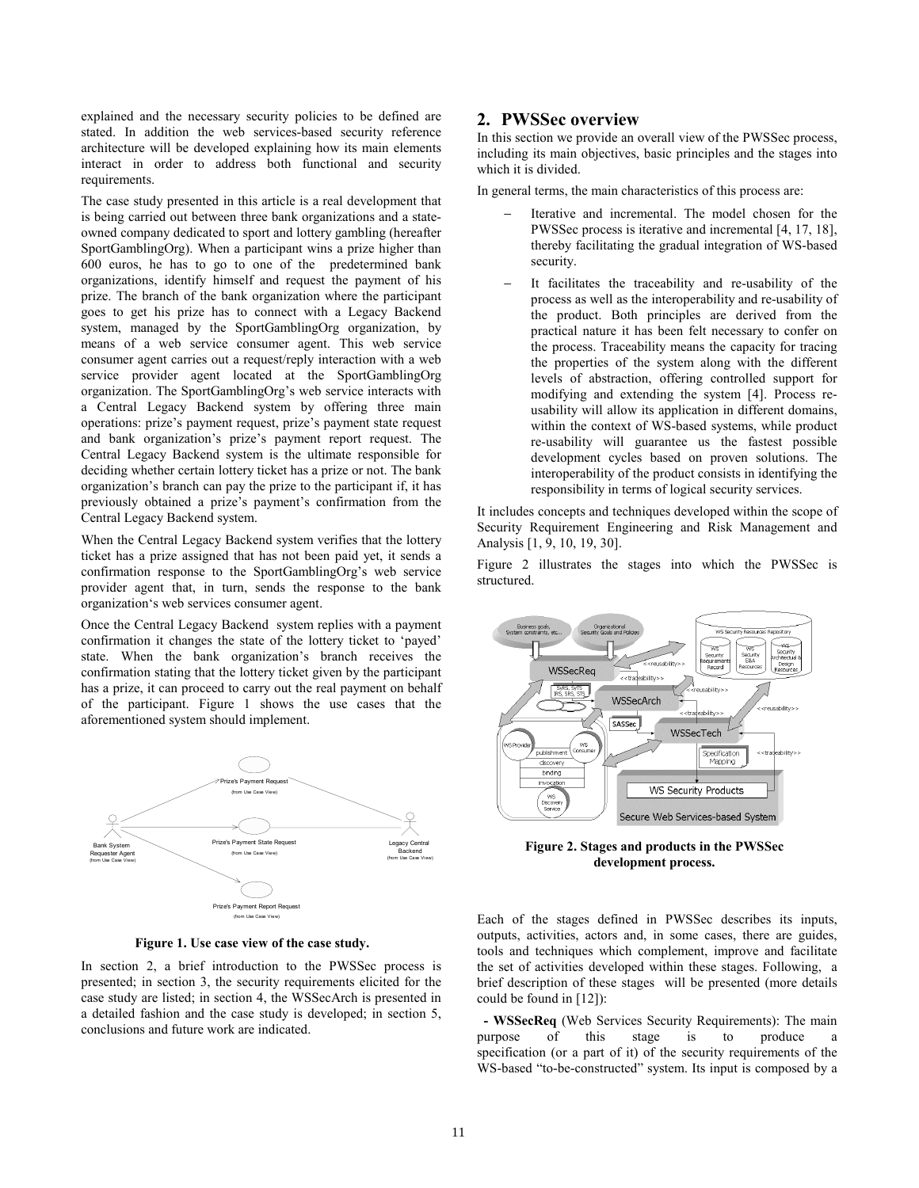explained and the necessary security policies to be defined are stated. In addition the web services-based security reference architecture will be developed explaining how its main elements interact in order to address both functional and security requirements.

The case study presented in this article is a real development that is being carried out between three bank organizations and a state-owned company dedicated to sport and lottery gambling (hereafter SportGamblingOrg). When a participant wins a prize higher than 600 euros, he has to go to one of the predetermined bank organizations, identify himself and request the payment of his prize. The branch of the bank organization where the participant goes to get his prize has to connect with a Legacy Backend system, managed by the SportGamblingOrg organization, by means of a web service consumer agent. This web service consumer agent carries out a request/reply interaction with a web service provider agent located at the SportGamblingOrg organization. The SportGamblingOrg's web service interacts with a Central Legacy Backend system by offering three main operations: prize's payment request, prize's payment state request and bank organization's prize's payment report request. The Central Legacy Backend system is the ultimate responsible for deciding whether certain lottery ticket has a prize or not. The bank organization's branch can pay the prize to the participant if, it has previously obtained a prize's payment's confirmation from the Central Legacy Backend system.

When the Central Legacy Backend system verifies that the lottery ticket has a prize assigned that has not been paid yet, it sends a confirmation response to the SportGamblingOrg's web service provider agent that, in turn, sends the response to the bank organization's web services consumer agent.

Once the Central Legacy Backend system replies with a payment confirmation it changes the state of the lottery ticket to 'payed' state. When the bank organization's branch receives the confirmation stating that the lottery ticket given by the participant has a prize, it can proceed to carry out the real payment on behalf of the participant. Figure 1 shows the use cases that the aforementioned system should implement.

**Figure 1. Use case view of the case study.**

In section 2, a brief introduction to the PWSSec process is presented; in section 3, the security requirements elicited for the case study are listed; in section 4, the WSSecArch is presented in a detailed fashion and the case study is developed; in section 5, conclusions and future work are indicated.

## 2. PWSSec overview

In this section we provide an overall view of the PWSSec process, including its main objectives, basic principles and the stages into which it is divided.

In general terms, the main characteristics of this process are:

- Iterative and incremental. The model chosen for the PWSSec process is iterative and incremental [4, 17, 18], thereby facilitating the gradual integration of WS-based security.
- It facilitates the traceability and re-usability of the process as well as the interoperability and re-usability of the product. Both principles are derived from the practical nature it has been felt necessary to confer on the process. Traceability means the capacity for tracing the properties of the system along with the different levels of abstraction, offering controlled support for modifying and extending the system [4]. Process re-usability will allow its application in different domains, within the context of WS-based systems, while product re-usability will guarantee us the fastest possible development cycles based on proven solutions. The interoperability of the product consists in identifying the responsibility in terms of logical security services.

It includes concepts and techniques developed within the scope of Security Requirement Engineering and Risk Management and Analysis [1, 9, 10, 19, 30].

Figure 2 illustrates the stages into which the PWSSec is structured.

**Figure 2. Stages and products in the PWSSec development process.**

Each of the stages defined in PWSSec describes its inputs, outputs, activities, actors and, in some cases, there are guides, tools and techniques which complement, improve and facilitate the set of activities developed within these stages. Following, a brief description of these stages will be presented (more details could be found in [12]):

**- WSSecReq** (Web Services Security Requirements): The main purpose of this stage is to produce a specification (or a part of it) of the security requirements of the WS-based "to-be-constructed" system. Its input is composed by a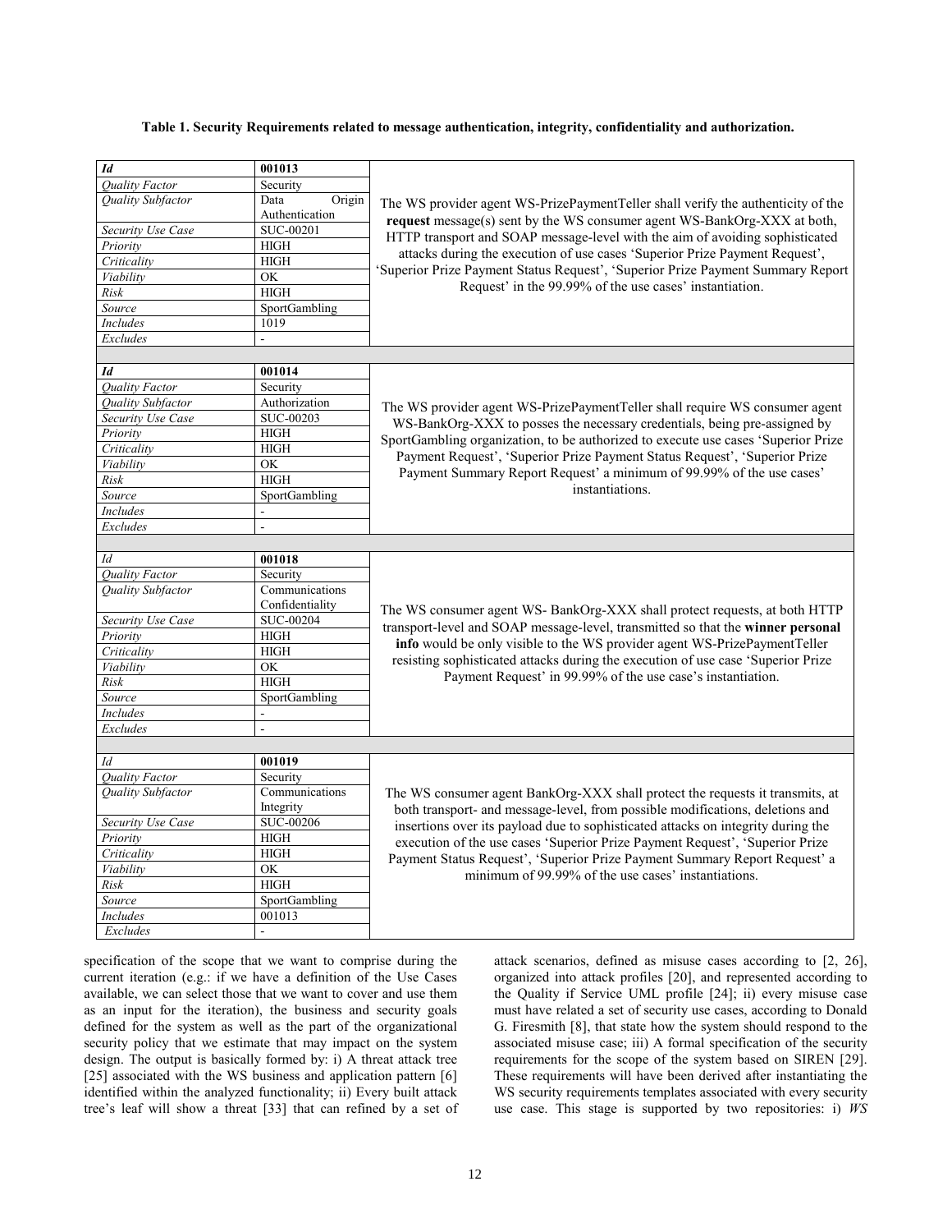**Table 1. Security Requirements related to message authentication, integrity, confidentiality and authorization.**

| *Id* | **001013** | |
|---|---|---|
| *Quality Factor* | Security | The WS provider agent WS-PrizePaymentTeller shall verify the authenticity of the **request** message(s) sent by the WS consumer agent WS-BankOrg-XXX at both, HTTP transport and SOAP message-level with the aim of avoiding sophisticated attacks during the execution of use cases 'Superior Prize Payment Request', 'Superior Prize Payment Status Request', 'Superior Prize Payment Summary Report Request' in the 99.99% of the use cases' instantiation. |
| *Quality Subfactor* | Data Origin Authentication | |
| *Security Use Case* | SUC-00201 | |
| *Priority* | HIGH | |
| *Criticality* | HIGH | |
| *Viability* | OK | |
| *Risk* | HIGH | |
| *Source* | SportGambling | |
| *Includes* | 1019 | |
| *Excludes* | - | |
| | | |
| *Id* | **001014** | |
| *Quality Factor* | Security | The WS provider agent WS-PrizePaymentTeller shall require WS consumer agent WS-BankOrg-XXX to posses the necessary credentials, being pre-assigned by SportGambling organization, to be authorized to execute use cases 'Superior Prize Payment Request', 'Superior Prize Payment Status Request', 'Superior Prize Payment Summary Report Request' a minimum of 99.99% of the use cases' instantiations. |
| *Quality Subfactor* | Authorization | |
| *Security Use Case* | SUC-00203 | |
| *Priority* | HIGH | |
| *Criticality* | HIGH | |
| *Viability* | OK | |
| *Risk* | HIGH | |
| *Source* | SportGambling | |
| *Includes* | - | |
| *Excludes* | - | |
| | | |
| *Id* | **001018** | |
| *Quality Factor* | Security | The WS consumer agent WS- BankOrg-XXX shall protect requests, at both HTTP transport-level and SOAP message-level, transmitted so that the **winner personal info** would be only visible to the WS provider agent WS-PrizePaymentTeller resisting sophisticated attacks during the execution of use case 'Superior Prize Payment Request' in 99.99% of the use case's instantiation. |
| *Quality Subfactor* | Communications Confidentiality | |
| *Security Use Case* | SUC-00204 | |
| *Priority* | HIGH | |
| *Criticality* | HIGH | |
| *Viability* | OK | |
| *Risk* | HIGH | |
| *Source* | SportGambling | |
| *Includes* | - | |
| *Excludes* | - | |
| | | |
| *Id* | **001019** | |
| *Quality Factor* | Security | The WS consumer agent BankOrg-XXX shall protect the requests it transmits, at both transport- and message-level, from possible modifications, deletions and insertions over its payload due to sophisticated attacks on integrity during the execution of the use cases 'Superior Prize Payment Request', 'Superior Prize Payment Status Request', 'Superior Prize Payment Summary Report Request' a minimum of 99.99% of the use cases' instantiations. |
| *Quality Subfactor* | Communications Integrity | |
| *Security Use Case* | SUC-00206 | |
| *Priority* | HIGH | |
| *Criticality* | HIGH | |
| *Viability* | OK | |
| *Risk* | HIGH | |
| *Source* | SportGambling | |
| *Includes* | 001013 | |
| *Excludes* | - | |

specification of the scope that we want to comprise during the current iteration (e.g.: if we have a definition of the Use Cases available, we can select those that we want to cover and use them as an input for the iteration), the business and security goals defined for the system as well as the part of the organizational security policy that we estimate that may impact on the system design. The output is basically formed by: i) A threat attack tree [25] associated with the WS business and application pattern [6] identified within the analyzed functionality; ii) Every built attack tree's leaf will show a threat [33] that can refined by a set of attack scenarios, defined as misuse cases according to [2, 26], organized into attack profiles [20], and represented according to the Quality if Service UML profile [24]; ii) every misuse case must have related a set of security use cases, according to Donald G. Firesmith [8], that state how the system should respond to the associated misuse case; iii) A formal specification of the security requirements for the scope of the system based on SIREN [29]. These requirements will have been derived after instantiating the WS security requirements templates associated with every security use case. This stage is supported by two repositories: i) *WS*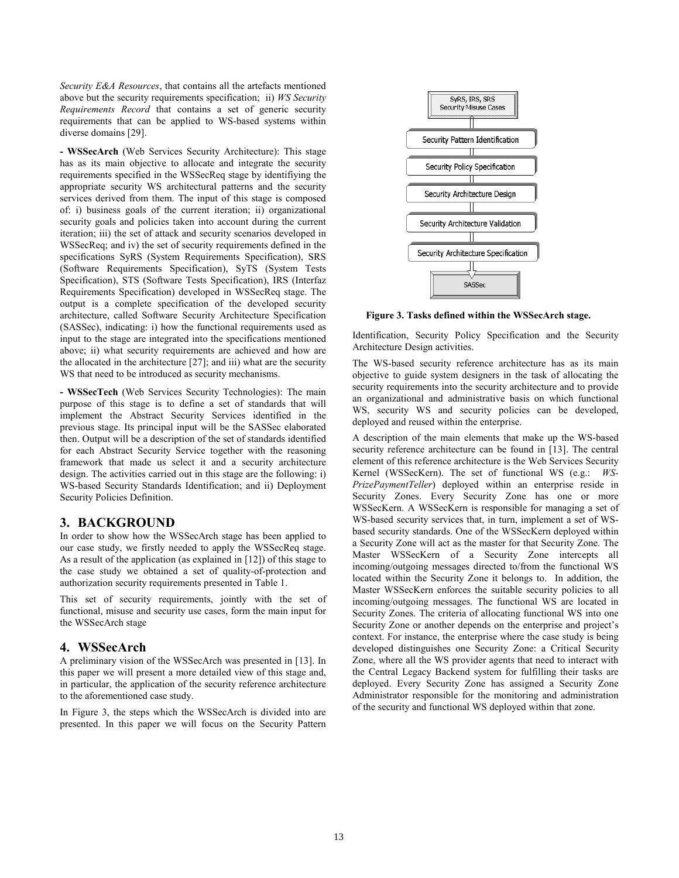*Security E&A Resources*, that contains all the artefacts mentioned above but the security requirements specification; ii) *WS Security Requirements Record* that contains a set of generic security requirements that can be applied to WS-based systems within diverse domains [29].

**- WSSecArch** (Web Services Security Architecture): This stage has as its main objective to allocate and integrate the security requirements specified in the WSSecReq stage by identifiying the appropriate security WS architectural patterns and the security services derived from them. The input of this stage is composed of: i) business goals of the current iteration; ii) organizational security goals and policies taken into account during the current iteration; iii) the set of attack and security scenarios developed in WSSecReq; and iv) the set of security requirements defined in the specifications SyRS (System Requirements Specification), SRS (Software Requirements Specification), SyTS (System Tests Specification), STS (Software Tests Specification), IRS (Interfaz Requirements Specification) developed in WSSecReq stage. The output is a complete specification of the developed security architecture, called Software Security Architecture Specification (SASSec), indicating: i) how the functional requirements used as input to the stage are integrated into the specifications mentioned above; ii) what security requirements are achieved and how are the allocated in the architecture [27]; and iii) what are the security WS that need to be introduced as security mechanisms.

**- WSSecTech** (Web Services Security Technologies): The main purpose of this stage is to define a set of standards that will implement the Abstract Security Services identified in the previous stage. Its principal input will be the SASSec elaborated then. Output will be a description of the set of standards identified for each Abstract Security Service together with the reasoning framework that made us select it and a security architecture design. The activities carried out in this stage are the following: i) WS-based Security Standards Identification; and ii) Deployment Security Policies Definition.

## 3. BACKGROUND

In order to show how the WSSecArch stage has been applied to our case study, we firstly needed to apply the WSSecReq stage. As a result of the application (as explained in [12]) of this stage to the case study we obtained a set of quality-of-protection and authorization security requirements presented in Table 1.

This set of security requirements, jointly with the set of functional, misuse and security use cases, form the main input for the WSSecArch stage

## 4. WSSecArch

A preliminary vision of the WSSecArch was presented in [13]. In this paper we will present a more detailed view of this stage and, in particular, the application of the security reference architecture to the aforementioned case study.

In Figure 3, the steps which the WSSecArch is divided into are presented. In this paper we will focus on the Security Pattern Identification, Security Policy Specification and the Security Architecture Design activities.

SyRS, IRS, SRS
Security Misuse Cases

Security Pattern Identification

Security Policy Specification

Security Architecture Design

Security Architecture Validation

Security Architecture Specification

SASSec

**Figure 3. Tasks defined within the WSSecArch stage.**

The WS-based security reference architecture has as its main objective to guide system designers in the task of allocating the security requirements into the security architecture and to provide an organizational and administrative basis on which functional WS, security WS and security policies can be developed, deployed and reused within the enterprise.

A description of the main elements that make up the WS-based security reference architecture can be found in [13]. The central element of this reference architecture is the Web Services Security Kernel (WSSecKern). The set of functional WS (e.g.: *WS-PrizePaymentTeller*) deployed within an enterprise reside in Security Zones. Every Security Zone has one or more WSSecKern. A WSSecKern is responsible for managing a set of WS-based security services that, in turn, implement a set of WS-based security standards. One of the WSSecKern deployed within a Security Zone will act as the master for that Security Zone. The Master WSSecKern of a Security Zone intercepts all incoming/outgoing messages directed to/from the functional WS located within the Security Zone it belongs to. In addition, the Master WSSecKern enforces the suitable security policies to all incoming/outgoing messages. The functional WS are located in Security Zones. The criteria of allocating functional WS into one Security Zone or another depends on the enterprise and project's context. For instance, the enterprise where the case study is being developed distinguishes one Security Zone: a Critical Security Zone, where all the WS provider agents that need to interact with the Central Legacy Backend system for fulfilling their tasks are deployed. Every Security Zone has assigned a Security Zone Administrator responsible for the monitoring and administration of the security and functional WS deployed within that zone.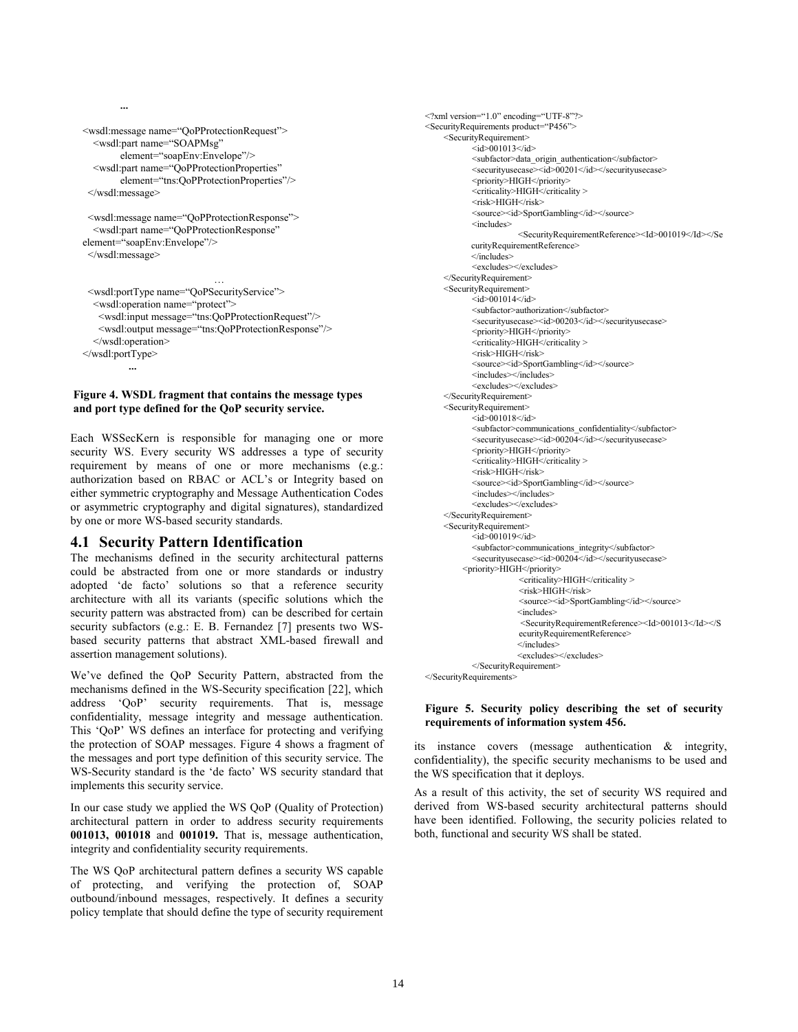```
...

<wsdl:message name="QoPProtectionRequest">
   <wsdl:part name="SOAPMsg"
         element="soapEnv:Envelope"/>
   <wsdl:part name="QoPProtectionProperties"
         element="tns:QoPProtectionProperties"/>
 </wsdl:message>

 <wsdl:message name="QoPProtectionResponse">
   <wsdl:part name="QoPProtectionResponse"
element="soapEnv:Envelope"/>
 </wsdl:message>

                              …
 <wsdl:portType name="QoPSecurityService">
   <wsdl:operation name="protect">
     <wsdl:input message="tns:QoPProtectionRequest"/>
     <wsdl:output message="tns:QoPProtectionResponse"/>
   </wsdl:operation>
</wsdl:portType>
         ...
```

**Figure 4. WSDL fragment that contains the message types and port type defined for the QoP security service.**

Each WSSecKern is responsible for managing one or more security WS. Every security WS addresses a type of security requirement by means of one or more mechanisms (e.g.: authorization based on RBAC or ACL's or Integrity based on either symmetric cryptography and Message Authentication Codes or asymmetric cryptography and digital signatures), standardized by one or more WS-based security standards.

## 4.1 Security Pattern Identification

The mechanisms defined in the security architectural patterns could be abstracted from one or more standards or industry adopted 'de facto' solutions so that a reference security architecture with all its variants (specific solutions which the security pattern was abstracted from) can be described for certain security subfactors (e.g.: E. B. Fernandez [7] presents two WS-based security patterns that abstract XML-based firewall and assertion management solutions).

We've defined the QoP Security Pattern, abstracted from the mechanisms defined in the WS-Security specification [22], which address 'QoP' security requirements. That is, message confidentiality, message integrity and message authentication. This 'QoP' WS defines an interface for protecting and verifying the protection of SOAP messages. Figure 4 shows a fragment of the messages and port type definition of this security service. The WS-Security standard is the 'de facto' WS security standard that implements this security service.

In our case study we applied the WS QoP (Quality of Protection) architectural pattern in order to address security requirements **001013, 001018** and **001019.** That is, message authentication, integrity and confidentiality security requirements.

The WS QoP architectural pattern defines a security WS capable of protecting, and verifying the protection of, SOAP outbound/inbound messages, respectively. It defines a security policy template that should define the type of security requirement its instance covers (message authentication & integrity, confidentiality), the specific security mechanisms to be used and the WS specification that it deploys.

As a result of this activity, the set of security WS required and derived from WS-based security architectural patterns should have been identified. Following, the security policies related to both, functional and security WS shall be stated.

```
<?xml version="1.0" encoding="UTF-8"?>
<SecurityRequirements product="P456">
   <SecurityRequirement>
         <id>001013</id>
         <subfactor>data_origin_authentication</subfactor>
         <securityusecase><id>00201</id></securityusecase>
         <priority>HIGH</priority>
         <criticality>HIGH</criticality >
         <risk>HIGH</risk>
         <source><id>SportGambling</id></source>
         <includes>
                <SecurityRequirementReference><Id>001019</Id></SecurityRequirementReference>
         </includes>
         <excludes></excludes>
   </SecurityRequirement>
   <SecurityRequirement>
         <id>001014</id>
         <subfactor>authorization</subfactor>
         <securityusecase><id>00203</id></securityusecase>
         <priority>HIGH</priority>
         <criticality>HIGH</criticality >
         <risk>HIGH</risk>
         <source><id>SportGambling</id></source>
         <includes></includes>
         <excludes></excludes>
   </SecurityRequirement>
   <SecurityRequirement>
         <id>001018</id>
         <subfactor>communications_confidentiality</subfactor>
         <securityusecase><id>00204</id></securityusecase>
         <priority>HIGH</priority>
         <criticality>HIGH</criticality >
         <risk>HIGH</risk>
         <source><id>SportGambling</id></source>
         <includes></includes>
         <excludes></excludes>
   </SecurityRequirement>
   <SecurityRequirement>
         <id>001019</id>
         <subfactor>communications_integrity</subfactor>
         <securityusecase><id>00204</id></securityusecase>
       <priority>HIGH</priority>
                <criticality>HIGH</criticality >
                <risk>HIGH</risk>
                <source><id>SportGambling</id></source>
                <includes>
                 <SecurityRequirementReference><Id>001013</Id></SecurityRequirementReference>
                </includes>
                <excludes></excludes>
         </SecurityRequirement>
</SecurityRequirements>
```

**Figure 5. Security policy describing the set of security requirements of information system 456.**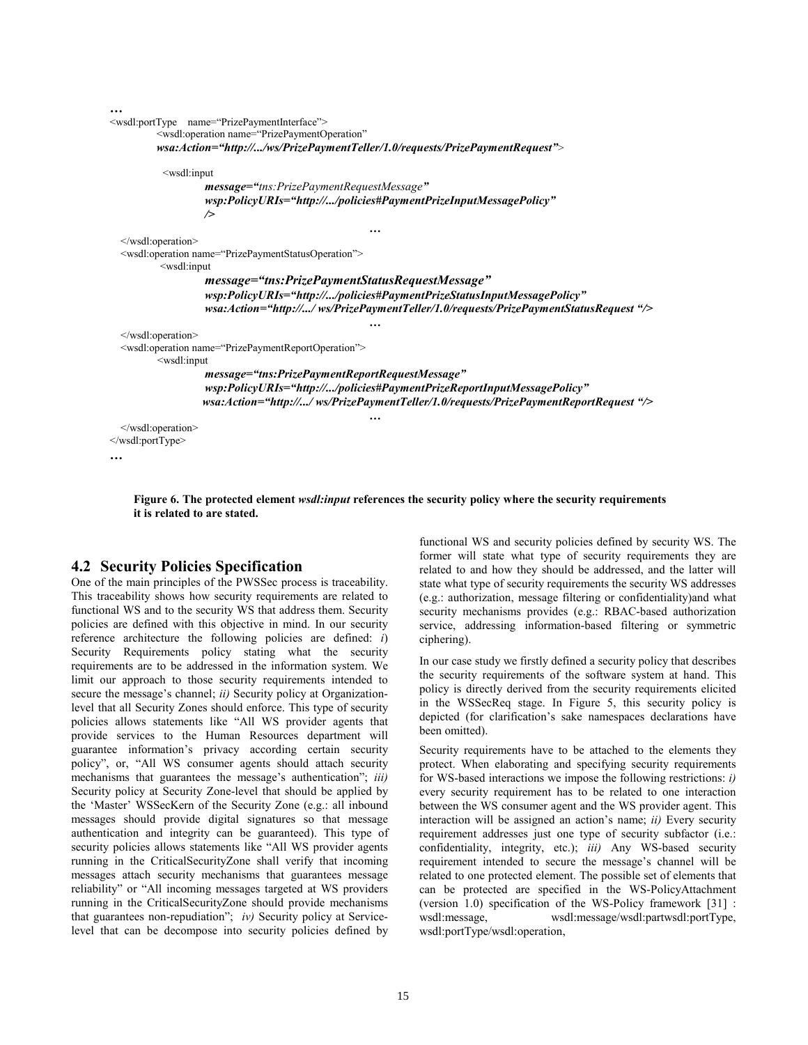```
…
<wsdl:portType   name="PrizePaymentInterface">
        <wsdl:operation name="PrizePaymentOperation"
        wsa:Action="http://.../ws/PrizePaymentTeller/1.0/requests/PrizePaymentRequest">

         <wsdl:input
                  message="tns:PrizePaymentRequestMessage"
                  wsp:PolicyURIs="http://.../policies#PaymentPrizeInputMessagePolicy"
                  />
                                                    …
  </wsdl:operation>
  <wsdl:operation name="PrizePaymentStatusOperation">
          <wsdl:input
                  message="tns:PrizePaymentStatusRequestMessage"
                  wsp:PolicyURIs="http://.../policies#PaymentPrizeStatusInputMessagePolicy"
                  wsa:Action="http://.../ ws/PrizePaymentTeller/1.0/requests/PrizePaymentStatusRequest "/>
                                                    …
  </wsdl:operation>
  <wsdl:operation name="PrizePaymentReportOperation">
        <wsdl:input
                  message="tns:PrizePaymentReportRequestMessage"
                  wsp:PolicyURIs="http://.../policies#PaymentPrizeReportInputMessagePolicy"
                  wsa:Action="http://.../ ws/PrizePaymentTeller/1.0/requests/PrizePaymentReportRequest "/>
                                                    …
  </wsdl:operation>
</wsdl:portType>
…
```

**Figure 6. The protected element *wsdl:input* references the security policy where the security requirements it is related to are stated.**

## 4.2 Security Policies Specification

One of the main principles of the PWSSec process is traceability. This traceability shows how security requirements are related to functional WS and to the security WS that address them. Security policies are defined with this objective in mind. In our security reference architecture the following policies are defined: *i*) Security Requirements policy stating what the security requirements are to be addressed in the information system. We limit our approach to those security requirements intended to secure the message's channel; *ii)* Security policy at Organization-level that all Security Zones should enforce. This type of security policies allows statements like "All WS provider agents that provide services to the Human Resources department will guarantee information's privacy according certain security policy", or, "All WS consumer agents should attach security mechanisms that guarantees the message's authentication"; *iii)* Security policy at Security Zone-level that should be applied by the 'Master' WSSecKern of the Security Zone (e.g.: all inbound messages should provide digital signatures so that message authentication and integrity can be guaranteed). This type of security policies allows statements like "All WS provider agents running in the CriticalSecurityZone shall verify that incoming messages attach security mechanisms that guarantees message reliability" or "All incoming messages targeted at WS providers running in the CriticalSecurityZone should provide mechanisms that guarantees non-repudiation"; *iv)* Security policy at Service-level that can be decompose into security policies defined by functional WS and security policies defined by security WS. The former will state what type of security requirements they are related to and how they should be addressed, and the latter will state what type of security requirements the security WS addresses (e.g.: authorization, message filtering or confidentiality)and what security mechanisms provides (e.g.: RBAC-based authorization service, addressing information-based filtering or symmetric ciphering).

In our case study we firstly defined a security policy that describes the security requirements of the software system at hand. This policy is directly derived from the security requirements elicited in the WSSecReq stage. In Figure 5, this security policy is depicted (for clarification's sake namespaces declarations have been omitted).

Security requirements have to be attached to the elements they protect. When elaborating and specifying security requirements for WS-based interactions we impose the following restrictions: *i)* every security requirement has to be related to one interaction between the WS consumer agent and the WS provider agent. This interaction will be assigned an action's name; *ii)* Every security requirement addresses just one type of security subfactor (i.e.: confidentiality, integrity, etc.); *iii)* Any WS-based security requirement intended to secure the message's channel will be related to one protected element. The possible set of elements that can be protected are specified in the WS-PolicyAttachment (version 1.0) specification of the WS-Policy framework [31] : wsdl:message, wsdl:message/wsdl:partwsdl:portType, wsdl:portType/wsdl:operation,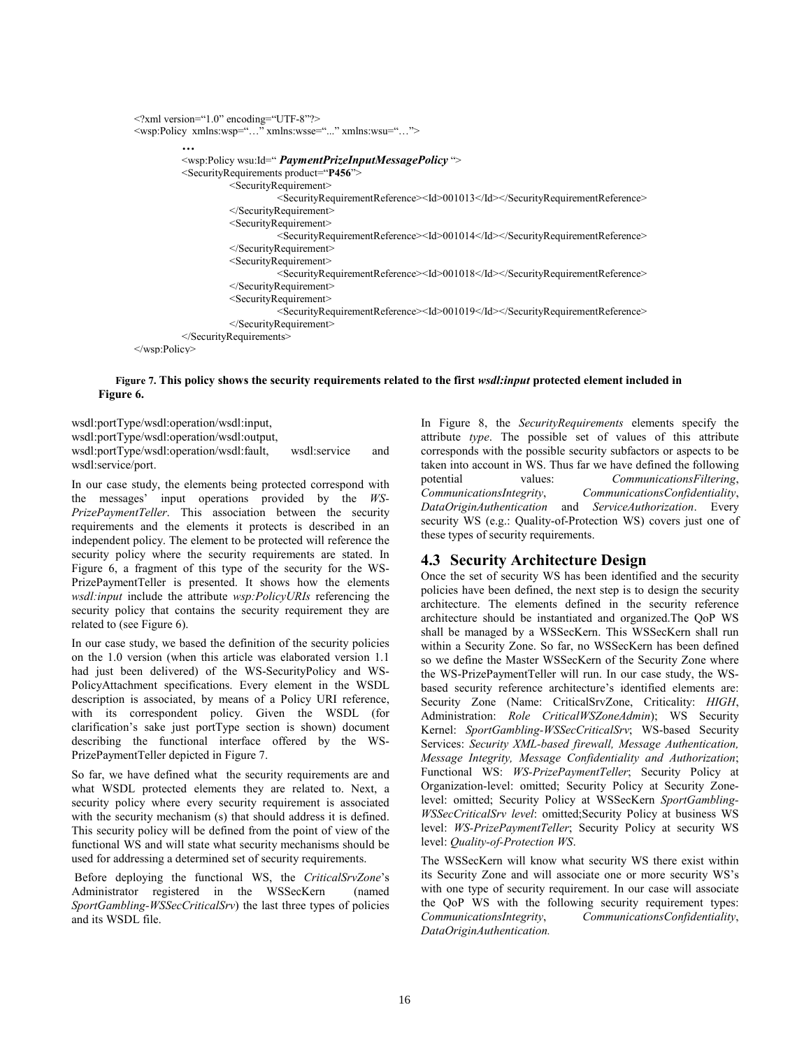```
<?xml version="1.0" encoding="UTF-8"?>
<wsp:Policy  xmlns:wsp="…" xmlns:wsse="..." xmlns:wsu="…">
        …
        <wsp:Policy wsu:Id=" PaymentPrizeInputMessagePolicy ">
        <SecurityRequirements product="P456">
                <SecurityRequirement>
                        <SecurityRequirementReference><Id>001013</Id></SecurityRequirementReference>
                </SecurityRequirement>
                <SecurityRequirement>
                        <SecurityRequirementReference><Id>001014</Id></SecurityRequirementReference>
                </SecurityRequirement>
                <SecurityRequirement>
                        <SecurityRequirementReference><Id>001018</Id></SecurityRequirementReference>
                </SecurityRequirement>
                <SecurityRequirement>
                        <SecurityRequirementReference><Id>001019</Id></SecurityRequirementReference>
                </SecurityRequirement>
        </SecurityRequirements>
</wsp:Policy>
```

**Figure 7. This policy shows the security requirements related to the first *wsdl:input* protected element included in Figure 6.**

wsdl:portType/wsdl:operation/wsdl:input, wsdl:portType/wsdl:operation/wsdl:output, wsdl:portType/wsdl:operation/wsdl:fault, wsdl:service and wsdl:service/port.

In our case study, the elements being protected correspond with the messages' input operations provided by the *WS-PrizePaymentTeller*. This association between the security requirements and the elements it protects is described in an independent policy. The element to be protected will reference the security policy where the security requirements are stated. In Figure 6, a fragment of this type of the security for the WS-PrizePaymentTeller is presented. It shows how the elements *wsdl:input* include the attribute *wsp:PolicyURIs* referencing the security policy that contains the security requirement they are related to (see Figure 6).

In our case study, we based the definition of the security policies on the 1.0 version (when this article was elaborated version 1.1 had just been delivered) of the WS-SecurityPolicy and WS-PolicyAttachment specifications. Every element in the WSDL description is associated, by means of a Policy URI reference, with its correspondent policy. Given the WSDL (for clarification's sake just portType section is shown) document describing the functional interface offered by the WS-PrizePaymentTeller depicted in Figure 7.

So far, we have defined what the security requirements are and what WSDL protected elements they are related to. Next, a security policy where every security requirement is associated with the security mechanism (s) that should address it is defined. This security policy will be defined from the point of view of the functional WS and will state what security mechanisms should be used for addressing a determined set of security requirements.

Before deploying the functional WS, the *CriticalSrvZone*'s Administrator registered in the WSSecKern (named *SportGambling-WSSecCriticalSrv*) the last three types of policies and its WSDL file.

In Figure 8, the *SecurityRequirements* elements specify the attribute *type*. The possible set of values of this attribute corresponds with the possible security subfactors or aspects to be taken into account in WS. Thus far we have defined the following potential values: *CommunicationsFiltering*, *CommunicationsIntegrity*, *CommunicationsConfidentiality*, *DataOriginAuthentication* and *ServiceAuthorization*. Every security WS (e.g.: Quality-of-Protection WS) covers just one of these types of security requirements.

## 4.3 Security Architecture Design

Once the set of security WS has been identified and the security policies have been defined, the next step is to design the security architecture. The elements defined in the security reference architecture should be instantiated and organized.The QoP WS shall be managed by a WSSecKern. This WSSecKern shall run within a Security Zone. So far, no WSSecKern has been defined so we define the Master WSSecKern of the Security Zone where the WS-PrizePaymentTeller will run. In our case study, the WS-based security reference architecture's identified elements are: Security Zone (Name: CriticalSrvZone, Criticality: *HIGH*, Administration: *Role CriticalWSZoneAdmin*); WS Security Kernel: *SportGambling-WSSecCriticalSrv*; WS-based Security Services: *Security XML-based firewall, Message Authentication, Message Integrity, Message Confidentiality and Authorization*; Functional WS: *WS-PrizePaymentTeller*; Security Policy at Organization-level: omitted; Security Policy at Security Zone-level: omitted; Security Policy at WSSecKern *SportGambling-WSSecCriticalSrv level*: omitted;Security Policy at business WS level: *WS-PrizePaymentTeller*; Security Policy at security WS level: *Quality-of-Protection WS*.

The WSSecKern will know what security WS there exist within its Security Zone and will associate one or more security WS's with one type of security requirement. In our case will associate the QoP WS with the following security requirement types: *CommunicationsIntegrity*, *CommunicationsConfidentiality*, *DataOriginAuthentication.*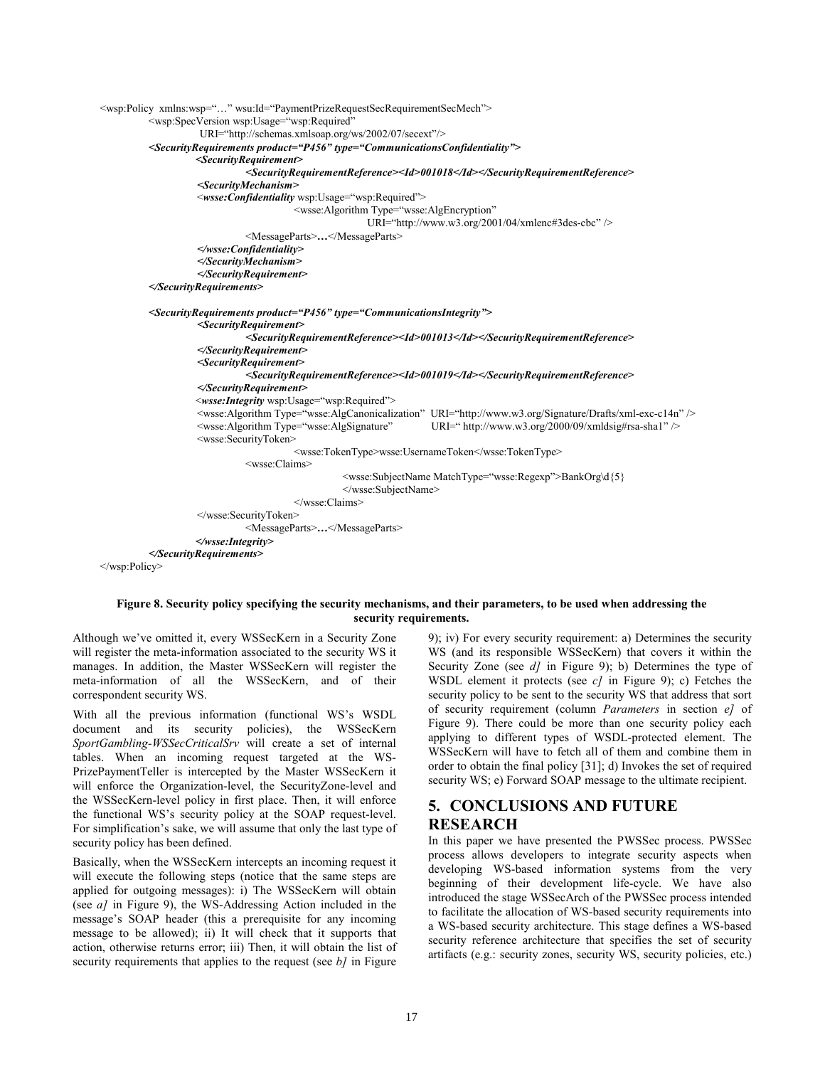```
<wsp:Policy  xmlns:wsp="…" wsu:Id="PaymentPrizeRequestSecRequirementSecMech">
        <wsp:SpecVersion wsp:Usage="wsp:Required"
                URI="http://schemas.xmlsoap.org/ws/2002/07/secext"/>
        <SecurityRequirements product="P456" type="CommunicationsConfidentiality">
                <SecurityRequirement>
                        <SecurityRequirementReference><Id>001018</Id></SecurityRequirementReference>
                <SecurityMechanism>
                <wsse:Confidentiality wsp:Usage="wsp:Required">
                                <wsse:Algorithm Type="wsse:AlgEncryption"
                                        URI="http://www.w3.org/2001/04/xmlenc#3des-cbc" />
                        <MessageParts>…</MessageParts>
                </wsse:Confidentiality>
                </SecurityMechanism>
                </SecurityRequirement>
        </SecurityRequirements>

        <SecurityRequirements product="P456" type="CommunicationsIntegrity">
                <SecurityRequirement>
                        <SecurityRequirementReference><Id>001013</Id></SecurityRequirementReference>
                </SecurityRequirement>
                <SecurityRequirement>
                        <SecurityRequirementReference><Id>001019</Id></SecurityRequirementReference>
                </SecurityRequirement>
                <wsse:Integrity wsp:Usage="wsp:Required">
                <wsse:Algorithm Type="wsse:AlgCanonicalization"  URI="http://www.w3.org/Signature/Drafts/xml-exc-c14n" />
                <wsse:Algorithm Type="wsse:AlgSignature"          URI=" http://www.w3.org/2000/09/xmldsig#rsa-sha1" />
                <wsse:SecurityToken>
                                <wsse:TokenType>wsse:UsernameToken</wsse:TokenType>
                        <wsse:Claims>
                                        <wsse:SubjectName MatchType="wsse:Regexp">BankOrg\d{5}
                                        </wsse:SubjectName>
                                </wsse:Claims>
                </wsse:SecurityToken>
                        <MessageParts>…</MessageParts>
                </wsse:Integrity>
        </SecurityRequirements>
</wsp:Policy>
```

**Figure 8. Security policy specifying the security mechanisms, and their parameters, to be used when addressing the security requirements.**

Although we've omitted it, every WSSecKern in a Security Zone will register the meta-information associated to the security WS it manages. In addition, the Master WSSecKern will register the meta-information of all the WSSecKern, and of their correspondent security WS.

With all the previous information (functional WS's WSDL document and its security policies), the WSSecKern *SportGambling-WSSecCriticalSrv* will create a set of internal tables. When an incoming request targeted at the WS-PrizePaymentTeller is intercepted by the Master WSSecKern it will enforce the Organization-level, the SecurityZone-level and the WSSecKern-level policy in first place. Then, it will enforce the functional WS's security policy at the SOAP request-level. For simplification's sake, we will assume that only the last type of security policy has been defined.

Basically, when the WSSecKern intercepts an incoming request it will execute the following steps (notice that the same steps are applied for outgoing messages): i) The WSSecKern will obtain (see *a]* in Figure 9), the WS-Addressing Action included in the message's SOAP header (this a prerequisite for any incoming message to be allowed); ii) It will check that it supports that action, otherwise returns error; iii) Then, it will obtain the list of security requirements that applies to the request (see *b]* in Figure 9); iv) For every security requirement: a) Determines the security WS (and its responsible WSSecKern) that covers it within the Security Zone (see *d]* in Figure 9); b) Determines the type of WSDL element it protects (see *c]* in Figure 9); c) Fetches the security policy to be sent to the security WS that address that sort of security requirement (column *Parameters* in section *e]* of Figure 9). There could be more than one security policy each applying to different types of WSDL-protected element. The WSSecKern will have to fetch all of them and combine them in order to obtain the final policy [31]; d) Invokes the set of required security WS; e) Forward SOAP message to the ultimate recipient.

## 5. CONCLUSIONS AND FUTURE RESEARCH

In this paper we have presented the PWSSec process. PWSSec process allows developers to integrate security aspects when developing WS-based information systems from the very beginning of their development life-cycle. We have also introduced the stage WSSecArch of the PWSSec process intended to facilitate the allocation of WS-based security requirements into a WS-based security architecture. This stage defines a WS-based security reference architecture that specifies the set of security artifacts (e.g.: security zones, security WS, security policies, etc.)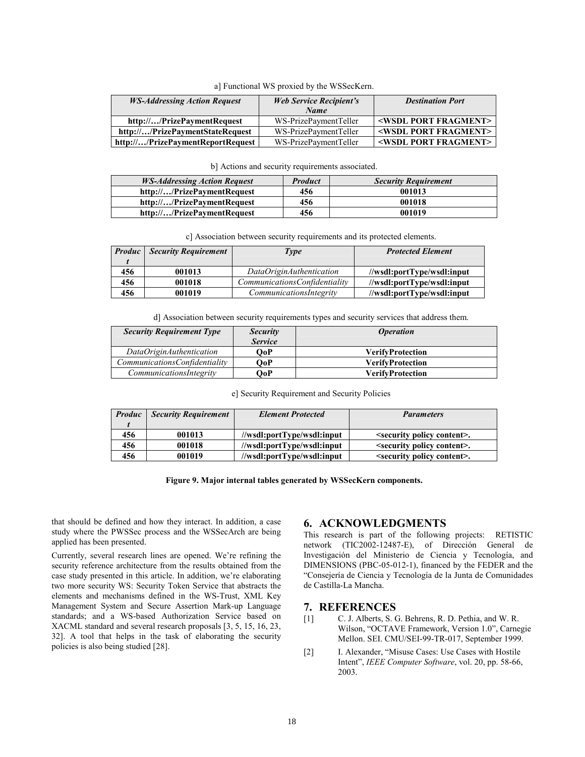a] Functional WS proxied by the WSSecKern.

| ***WS-Addressing Action Request*** | ***Web Service Recipient's Name*** | ***Destination Port*** |
|---|---|---|
| **http://…/PrizePaymentRequest** | WS-PrizePaymentTeller | **<WSDL PORT FRAGMENT>** |
| **http://…/PrizePaymentStateRequest** | WS-PrizePaymentTeller | **<WSDL PORT FRAGMENT>** |
| **http://…/PrizePaymentReportRequest** | WS-PrizePaymentTeller | **<WSDL PORT FRAGMENT>** |

b] Actions and security requirements associated.

| ***WS-Addressing Action Request*** | ***Product*** | ***Security Requirement*** |
|---|---|---|
| **http://…/PrizePaymentRequest** | **456** | **001013** |
| **http://…/PrizePaymentRequest** | **456** | **001018** |
| **http://…/PrizePaymentRequest** | **456** | **001019** |

c] Association between security requirements and its protected elements.

| ***Product*** | ***Security Requirement*** | ***Type*** | ***Protected Element*** |
|---|---|---|---|
| **456** | **001013** | *DataOriginAuthentication* | **//wsdl:portType/wsdl:input** |
| **456** | **001018** | *CommunicationsConfidentiality* | **//wsdl:portType/wsdl:input** |
| **456** | **001019** | *CommunicationsIntegrity* | **//wsdl:portType/wsdl:input** |

d] Association between security requirements types and security services that address them.

| ***Security Requirement Type*** | ***Security Service*** | ***Operation*** |
|---|---|---|
| *DataOriginAuthentication* | **QoP** | **VerifyProtection** |
| *CommunicationsConfidentiality* | **QoP** | **VerifyProtection** |
| *CommunicationsIntegrity* | **QoP** | **VerifyProtection** |

e] Security Requirement and Security Policies

| ***Product*** | ***Security Requirement*** | ***Element Protected*** | ***Parameters*** |
|---|---|---|---|
| **456** | **001013** | **//wsdl:portType/wsdl:input** | **<security policy content>.** |
| **456** | **001018** | **//wsdl:portType/wsdl:input** | **<security policy content>.** |
| **456** | **001019** | **//wsdl:portType/wsdl:input** | **<security policy content>.** |

**Figure 9. Major internal tables generated by WSSecKern components.**

that should be defined and how they interact. In addition, a case study where the PWSSec process and the WSSecArch are being applied has been presented.

Currently, several research lines are opened. We're refining the security reference architecture from the results obtained from the case study presented in this article. In addition, we're elaborating two more security WS: Security Token Service that abstracts the elements and mechanisms defined in the WS-Trust, XML Key Management System and Secure Assertion Mark-up Language standards; and a WS-based Authorization Service based on XACML standard and several research proposals [3, 5, 15, 16, 23, 32]. A tool that helps in the task of elaborating the security policies is also being studied [28].

## 6. ACKNOWLEDGMENTS

This research is part of the following projects: RETISTIC network (TIC2002-12487-E), of Dirección General de Investigación del Ministerio de Ciencia y Tecnología, and DIMENSIONS (PBC-05-012-1), financed by the FEDER and the "Consejería de Ciencia y Tecnología de la Junta de Comunidades de Castilla-La Mancha.

## 7. REFERENCES

[1] C. J. Alberts, S. G. Behrens, R. D. Pethia, and W. R. Wilson, "OCTAVE Framework, Version 1.0", Carnegie Mellon. SEI. CMU/SEI-99-TR-017, September 1999.

[2] I. Alexander, "Misuse Cases: Use Cases with Hostile Intent", *IEEE Computer Software*, vol. 20, pp. 58-66, 2003.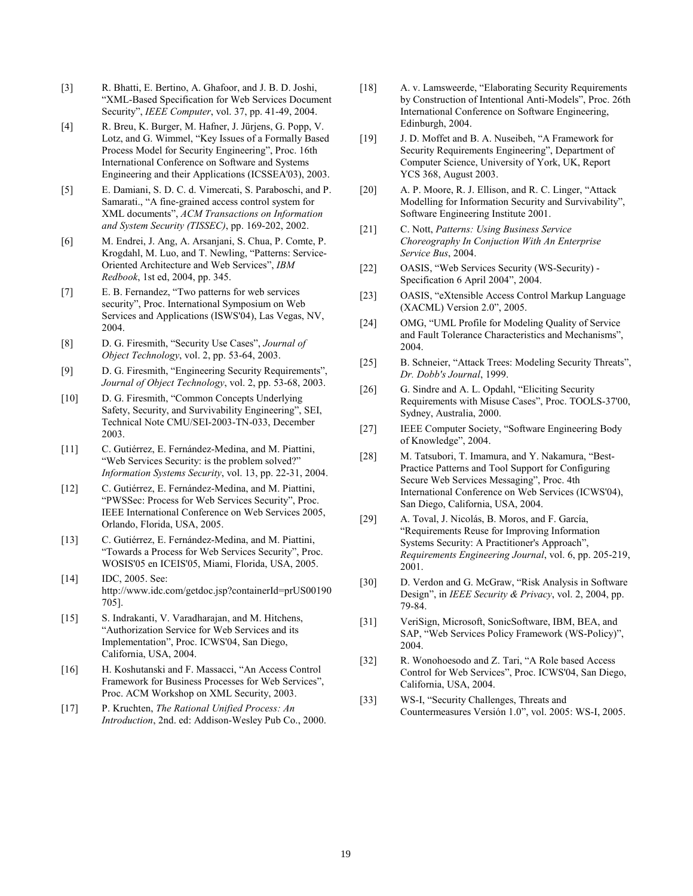[3] R. Bhatti, E. Bertino, A. Ghafoor, and J. B. D. Joshi, "XML-Based Specification for Web Services Document Security", *IEEE Computer*, vol. 37, pp. 41-49, 2004.

[4] R. Breu, K. Burger, M. Hafner, J. Jürjens, G. Popp, V. Lotz, and G. Wimmel, "Key Issues of a Formally Based Process Model for Security Engineering", Proc. 16th International Conference on Software and Systems Engineering and their Applications (ICSSEA'03), 2003.

[5] E. Damiani, S. D. C. d. Vimercati, S. Paraboschi, and P. Samarati., "A fine-grained access control system for XML documents", *ACM Transactions on Information and System Security (TISSEC)*, pp. 169-202, 2002.

[6] M. Endrei, J. Ang, A. Arsanjani, S. Chua, P. Comte, P. Krogdahl, M. Luo, and T. Newling, "Patterns: Service-Oriented Architecture and Web Services", *IBM Redbook*, 1st ed, 2004, pp. 345.

[7] E. B. Fernandez, "Two patterns for web services security", Proc. International Symposium on Web Services and Applications (ISWS'04), Las Vegas, NV, 2004.

[8] D. G. Firesmith, "Security Use Cases", *Journal of Object Technology*, vol. 2, pp. 53-64, 2003.

[9] D. G. Firesmith, "Engineering Security Requirements", *Journal of Object Technology*, vol. 2, pp. 53-68, 2003.

[10] D. G. Firesmith, "Common Concepts Underlying Safety, Security, and Survivability Engineering", SEI, Technical Note CMU/SEI-2003-TN-033, December 2003.

[11] C. Gutiérrez, E. Fernández-Medina, and M. Piattini, "Web Services Security: is the problem solved?" *Information Systems Security*, vol. 13, pp. 22-31, 2004.

[12] C. Gutiérrez, E. Fernández-Medina, and M. Piattini, "PWSSec: Process for Web Services Security", Proc. IEEE International Conference on Web Services 2005, Orlando, Florida, USA, 2005.

[13] C. Gutiérrez, E. Fernández-Medina, and M. Piattini, "Towards a Process for Web Services Security", Proc. WOSIS'05 en ICEIS'05, Miami, Florida, USA, 2005.

[14] IDC, 2005. See: http://www.idc.com/getdoc.jsp?containerId=prUS00190705].

[15] S. Indrakanti, V. Varadharajan, and M. Hitchens, "Authorization Service for Web Services and its Implementation", Proc. ICWS'04, San Diego, California, USA, 2004.

[16] H. Koshutanski and F. Massacci, "An Access Control Framework for Business Processes for Web Services", Proc. ACM Workshop on XML Security, 2003.

[17] P. Kruchten, *The Rational Unified Process: An Introduction*, 2nd. ed: Addison-Wesley Pub Co., 2000.

[18] A. v. Lamsweerde, "Elaborating Security Requirements by Construction of Intentional Anti-Models", Proc. 26th International Conference on Software Engineering, Edinburgh, 2004.

[19] J. D. Moffet and B. A. Nuseibeh, "A Framework for Security Requirements Engineering", Department of Computer Science, University of York, UK, Report YCS 368, August 2003.

[20] A. P. Moore, R. J. Ellison, and R. C. Linger, "Attack Modelling for Information Security and Survivability", Software Engineering Institute 2001.

[21] C. Nott, *Patterns: Using Business Service Choreography In Conjuction With An Enterprise Service Bus*, 2004.

[22] OASIS, "Web Services Security (WS-Security) - Specification 6 April 2004", 2004.

[23] OASIS, "eXtensible Access Control Markup Language (XACML) Version 2.0", 2005.

[24] OMG, "UML Profile for Modeling Quality of Service and Fault Tolerance Characteristics and Mechanisms", 2004.

[25] B. Schneier, "Attack Trees: Modeling Security Threats", *Dr. Dobb's Journal*, 1999.

[26] G. Sindre and A. L. Opdahl, "Eliciting Security Requirements with Misuse Cases", Proc. TOOLS-37'00, Sydney, Australia, 2000.

[27] IEEE Computer Society, "Software Engineering Body of Knowledge", 2004.

[28] M. Tatsubori, T. Imamura, and Y. Nakamura, "Best-Practice Patterns and Tool Support for Configuring Secure Web Services Messaging", Proc. 4th International Conference on Web Services (ICWS'04), San Diego, California, USA, 2004.

[29] A. Toval, J. Nicolás, B. Moros, and F. García, "Requirements Reuse for Improving Information Systems Security: A Practitioner's Approach", *Requirements Engineering Journal*, vol. 6, pp. 205-219, 2001.

[30] D. Verdon and G. McGraw, "Risk Analysis in Software Design", in *IEEE Security & Privacy*, vol. 2, 2004, pp. 79-84.

[31] VeriSign, Microsoft, SonicSoftware, IBM, BEA, and SAP, "Web Services Policy Framework (WS-Policy)", 2004.

[32] R. Wonohoesodo and Z. Tari, "A Role based Access Control for Web Services", Proc. ICWS'04, San Diego, California, USA, 2004.

[33] WS-I, "Security Challenges, Threats and Countermeasures Versión 1.0", vol. 2005: WS-I, 2005.